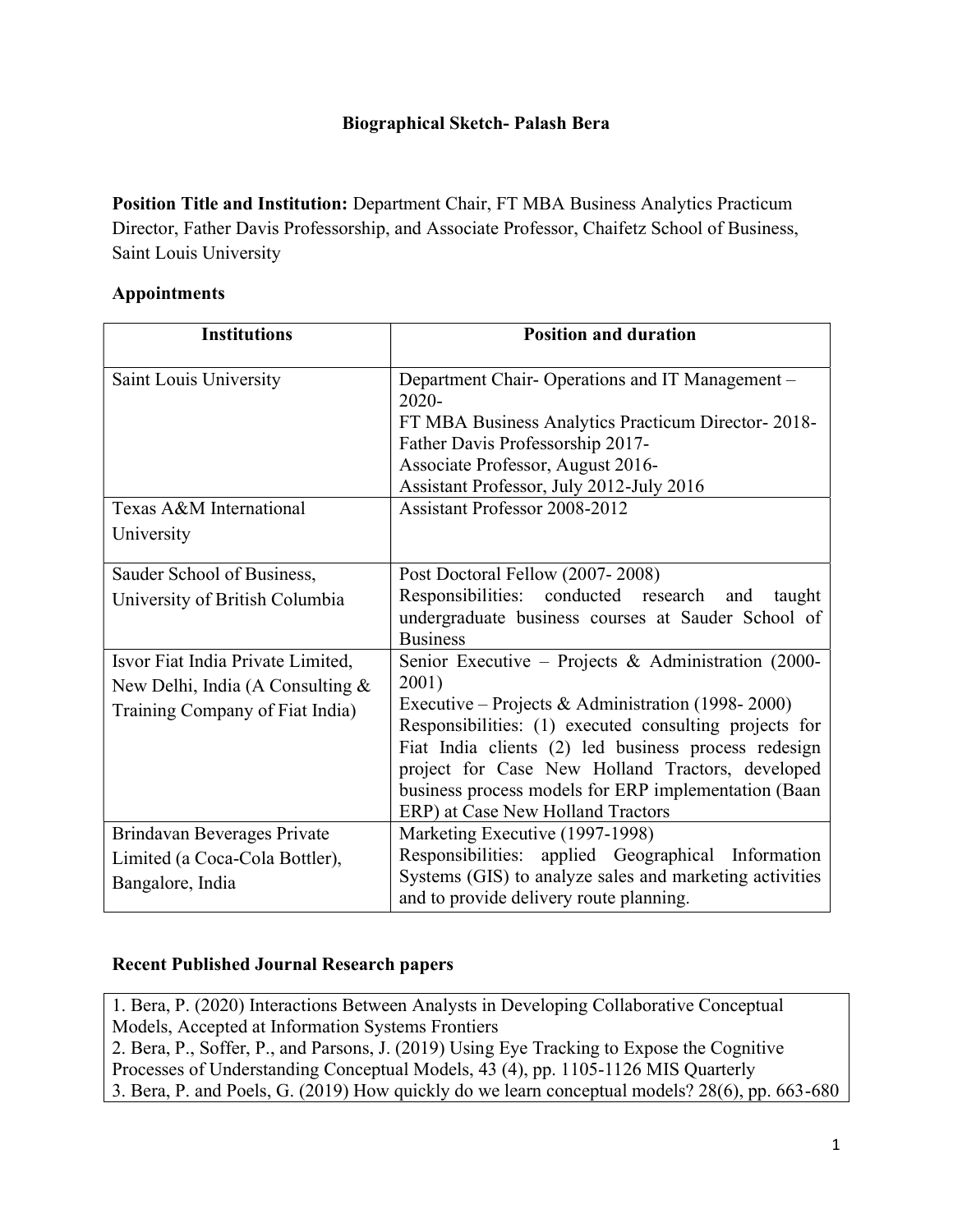**Biographical Sketch- Palash Bera**

**Position Title and Institution:** Department Chair, FT MBA Business Analytics Practicum Director, Father Davis Professorship, and Associate Professor, Chaifetz School of Business, Saint Louis University

**Appointments**

| Institutions | Position and duration |
|---|---|
| Saint Louis University | Department Chair- Operations and IT Management – 2020-<br>FT MBA Business Analytics Practicum Director- 2018-<br>Father Davis Professorship 2017-<br>Associate Professor, August 2016-<br>Assistant Professor, July 2012-July 2016 |
| Texas A&M International University | Assistant Professor 2008-2012 |
| Sauder School of Business, University of British Columbia | Post Doctoral Fellow (2007- 2008)<br>Responsibilities: conducted research and taught undergraduate business courses at Sauder School of Business |
| Isvor Fiat India Private Limited, New Delhi, India (A Consulting & Training Company of Fiat India) | Senior Executive – Projects & Administration (2000-2001)<br>Executive – Projects & Administration (1998- 2000)<br>Responsibilities: (1) executed consulting projects for Fiat India clients (2) led business process redesign project for Case New Holland Tractors, developed business process models for ERP implementation (Baan ERP) at Case New Holland Tractors |
| Brindavan Beverages Private Limited (a Coca-Cola Bottler), Bangalore, India | Marketing Executive (1997-1998)<br>Responsibilities: applied Geographical Information Systems (GIS) to analyze sales and marketing activities and to provide delivery route planning. |

**Recent Published Journal Research papers**

1. Bera, P. (2020) Interactions Between Analysts in Developing Collaborative Conceptual Models, Accepted at Information Systems Frontiers
2. Bera, P., Soffer, P., and Parsons, J. (2019) Using Eye Tracking to Expose the Cognitive Processes of Understanding Conceptual Models, 43 (4), pp. 1105-1126 MIS Quarterly
3. Bera, P. and Poels, G. (2019) How quickly do we learn conceptual models? 28(6), pp. 663-680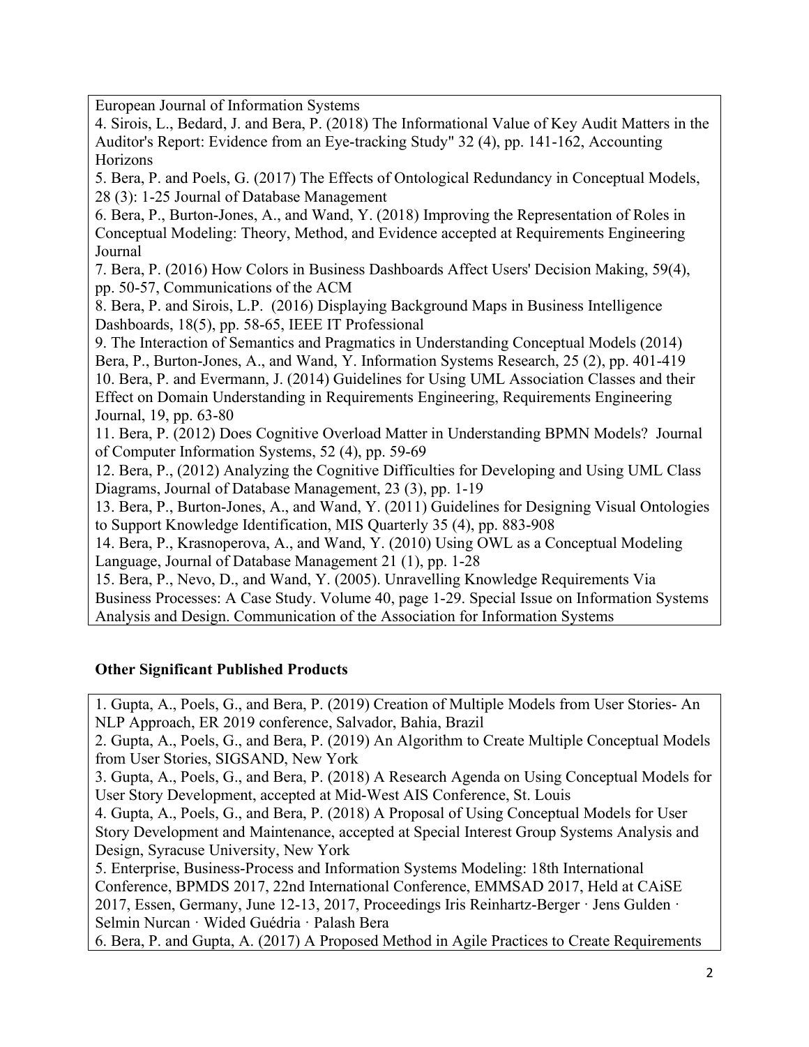European Journal of Information Systems
4. Sirois, L., Bedard, J. and Bera, P. (2018) The Informational Value of Key Audit Matters in the Auditor's Report: Evidence from an Eye-tracking Study" 32 (4), pp. 141-162, Accounting Horizons
5. Bera, P. and Poels, G. (2017) The Effects of Ontological Redundancy in Conceptual Models, 28 (3): 1-25 Journal of Database Management
6. Bera, P., Burton-Jones, A., and Wand, Y. (2018) Improving the Representation of Roles in Conceptual Modeling: Theory, Method, and Evidence accepted at Requirements Engineering Journal
7. Bera, P. (2016) How Colors in Business Dashboards Affect Users' Decision Making, 59(4), pp. 50-57, Communications of the ACM
8. Bera, P. and Sirois, L.P. (2016) Displaying Background Maps in Business Intelligence Dashboards, 18(5), pp. 58-65, IEEE IT Professional
9. The Interaction of Semantics and Pragmatics in Understanding Conceptual Models (2014) Bera, P., Burton-Jones, A., and Wand, Y. Information Systems Research, 25 (2), pp. 401-419
10. Bera, P. and Evermann, J. (2014) Guidelines for Using UML Association Classes and their Effect on Domain Understanding in Requirements Engineering, Requirements Engineering Journal, 19, pp. 63-80
11. Bera, P. (2012) Does Cognitive Overload Matter in Understanding BPMN Models? Journal of Computer Information Systems, 52 (4), pp. 59-69
12. Bera, P., (2012) Analyzing the Cognitive Difficulties for Developing and Using UML Class Diagrams, Journal of Database Management, 23 (3), pp. 1-19
13. Bera, P., Burton-Jones, A., and Wand, Y. (2011) Guidelines for Designing Visual Ontologies to Support Knowledge Identification, MIS Quarterly 35 (4), pp. 883-908
14. Bera, P., Krasnoperova, A., and Wand, Y. (2010) Using OWL as a Conceptual Modeling Language, Journal of Database Management 21 (1), pp. 1-28
15. Bera, P., Nevo, D., and Wand, Y. (2005). Unravelling Knowledge Requirements Via Business Processes: A Case Study. Volume 40, page 1-29. Special Issue on Information Systems Analysis and Design. Communication of the Association for Information Systems

**Other Significant Published Products**

1. Gupta, A., Poels, G., and Bera, P. (2019) Creation of Multiple Models from User Stories- An NLP Approach, ER 2019 conference, Salvador, Bahia, Brazil
2. Gupta, A., Poels, G., and Bera, P. (2019) An Algorithm to Create Multiple Conceptual Models from User Stories, SIGSAND, New York
3. Gupta, A., Poels, G., and Bera, P. (2018) A Research Agenda on Using Conceptual Models for User Story Development, accepted at Mid-West AIS Conference, St. Louis
4. Gupta, A., Poels, G., and Bera, P. (2018) A Proposal of Using Conceptual Models for User Story Development and Maintenance, accepted at Special Interest Group Systems Analysis and Design, Syracuse University, New York
5. Enterprise, Business-Process and Information Systems Modeling: 18th International Conference, BPMDS 2017, 22nd International Conference, EMMSAD 2017, Held at CAiSE 2017, Essen, Germany, June 12-13, 2017, Proceedings Iris Reinhartz-Berger · Jens Gulden · Selmin Nurcan · Wided Guédria · Palash Bera
6. Bera, P. and Gupta, A. (2017) A Proposed Method in Agile Practices to Create Requirements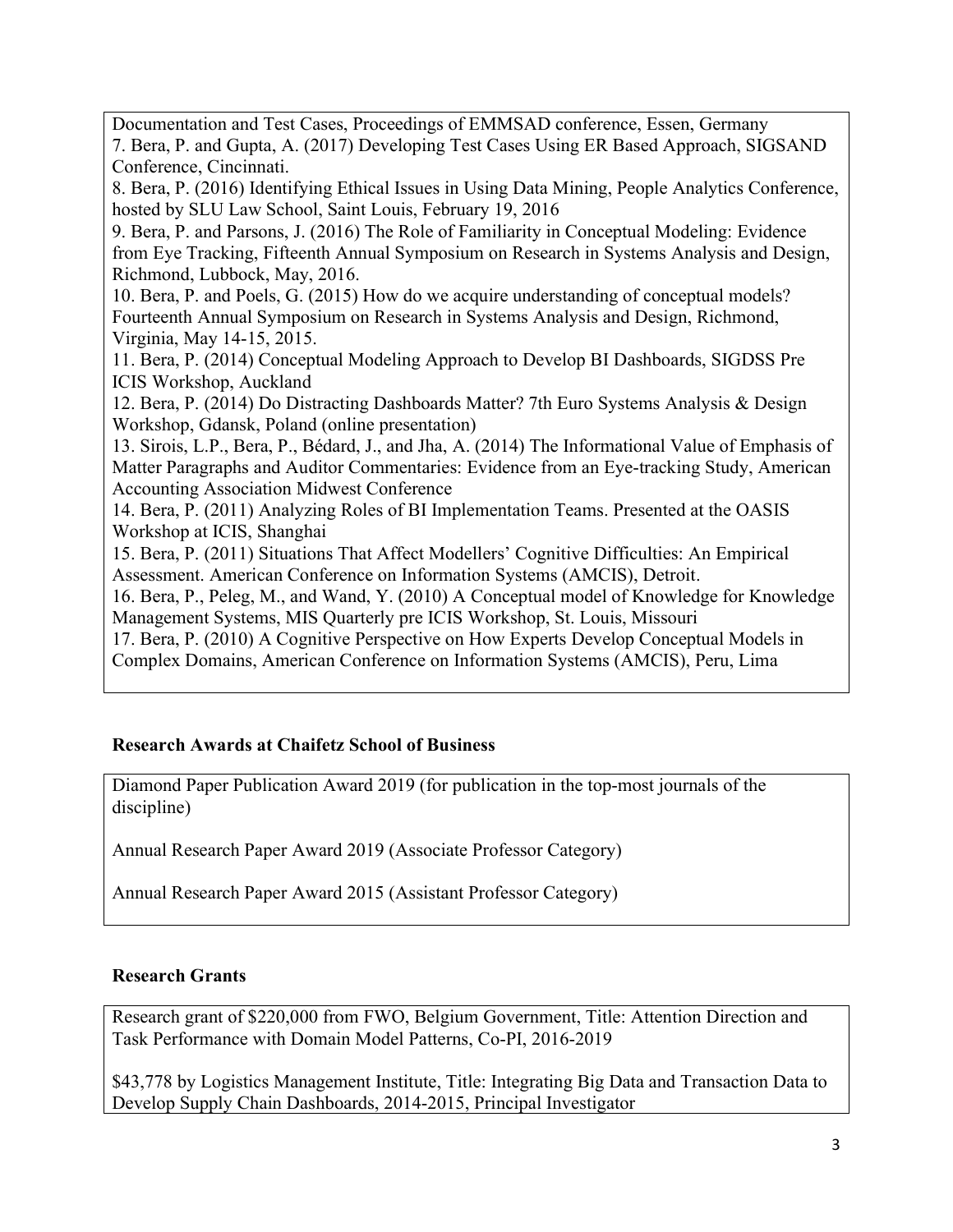Documentation and Test Cases, Proceedings of EMMSAD conference, Essen, Germany
7. Bera, P. and Gupta, A. (2017) Developing Test Cases Using ER Based Approach, SIGSAND Conference, Cincinnati.
8. Bera, P. (2016) Identifying Ethical Issues in Using Data Mining, People Analytics Conference, hosted by SLU Law School, Saint Louis, February 19, 2016
9. Bera, P. and Parsons, J. (2016) The Role of Familiarity in Conceptual Modeling: Evidence from Eye Tracking, Fifteenth Annual Symposium on Research in Systems Analysis and Design, Richmond, Lubbock, May, 2016.
10. Bera, P. and Poels, G. (2015) How do we acquire understanding of conceptual models? Fourteenth Annual Symposium on Research in Systems Analysis and Design, Richmond, Virginia, May 14-15, 2015.
11. Bera, P. (2014) Conceptual Modeling Approach to Develop BI Dashboards, SIGDSS Pre ICIS Workshop, Auckland
12. Bera, P. (2014) Do Distracting Dashboards Matter? 7th Euro Systems Analysis & Design Workshop, Gdansk, Poland (online presentation)
13. Sirois, L.P., Bera, P., Bédard, J., and Jha, A. (2014) The Informational Value of Emphasis of Matter Paragraphs and Auditor Commentaries: Evidence from an Eye-tracking Study, American Accounting Association Midwest Conference
14. Bera, P. (2011) Analyzing Roles of BI Implementation Teams. Presented at the OASIS Workshop at ICIS, Shanghai
15. Bera, P. (2011) Situations That Affect Modellers' Cognitive Difficulties: An Empirical Assessment. American Conference on Information Systems (AMCIS), Detroit.
16. Bera, P., Peleg, M., and Wand, Y. (2010) A Conceptual model of Knowledge for Knowledge Management Systems, MIS Quarterly pre ICIS Workshop, St. Louis, Missouri
17. Bera, P. (2010) A Cognitive Perspective on How Experts Develop Conceptual Models in Complex Domains, American Conference on Information Systems (AMCIS), Peru, Lima

### Research Awards at Chaifetz School of Business

Diamond Paper Publication Award 2019 (for publication in the top-most journals of the discipline)

Annual Research Paper Award 2019 (Associate Professor Category)

Annual Research Paper Award 2015 (Assistant Professor Category)

### Research Grants

Research grant of $220,000 from FWO, Belgium Government, Title: Attention Direction and Task Performance with Domain Model Patterns, Co-PI, 2016-2019

$43,778 by Logistics Management Institute, Title: Integrating Big Data and Transaction Data to Develop Supply Chain Dashboards, 2014-2015, Principal Investigator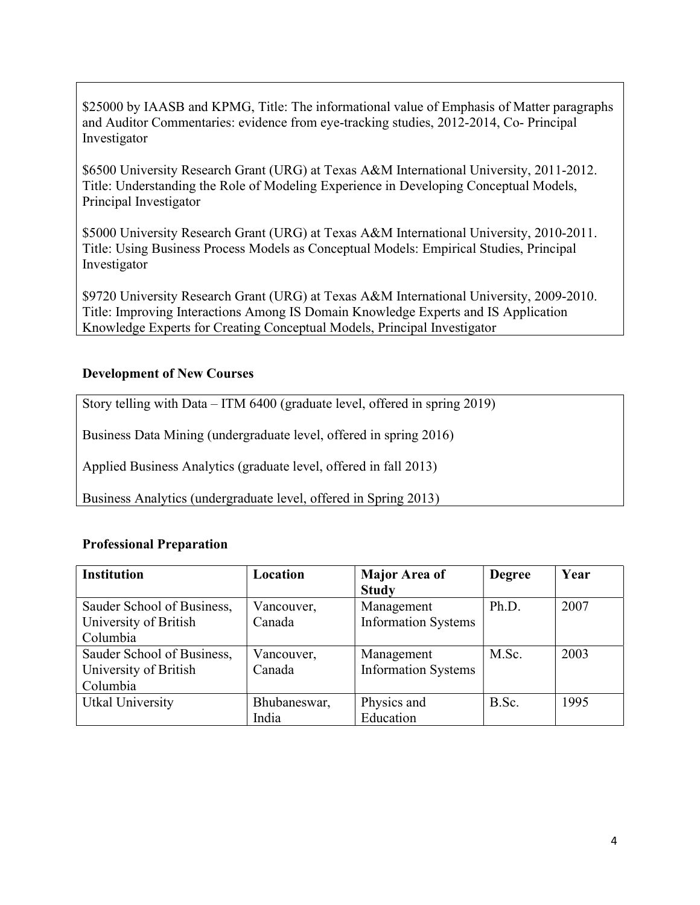$25000 by IAASB and KPMG, Title: The informational value of Emphasis of Matter paragraphs and Auditor Commentaries: evidence from eye-tracking studies, 2012-2014, Co- Principal Investigator

$6500 University Research Grant (URG) at Texas A&M International University, 2011-2012. Title: Understanding the Role of Modeling Experience in Developing Conceptual Models, Principal Investigator

$5000 University Research Grant (URG) at Texas A&M International University, 2010-2011. Title: Using Business Process Models as Conceptual Models: Empirical Studies, Principal Investigator

$9720 University Research Grant (URG) at Texas A&M International University, 2009-2010. Title: Improving Interactions Among IS Domain Knowledge Experts and IS Application Knowledge Experts for Creating Conceptual Models, Principal Investigator

**Development of New Courses**

Story telling with Data – ITM 6400 (graduate level, offered in spring 2019)

Business Data Mining (undergraduate level, offered in spring 2016)

Applied Business Analytics (graduate level, offered in fall 2013)

Business Analytics (undergraduate level, offered in Spring 2013)

**Professional Preparation**

| Institution | Location | Major Area of Study | Degree | Year |
|---|---|---|---|---|
| Sauder School of Business, University of British Columbia | Vancouver, Canada | Management Information Systems | Ph.D. | 2007 |
| Sauder School of Business, University of British Columbia | Vancouver, Canada | Management Information Systems | M.Sc. | 2003 |
| Utkal University | Bhubaneswar, India | Physics and Education | B.Sc. | 1995 |